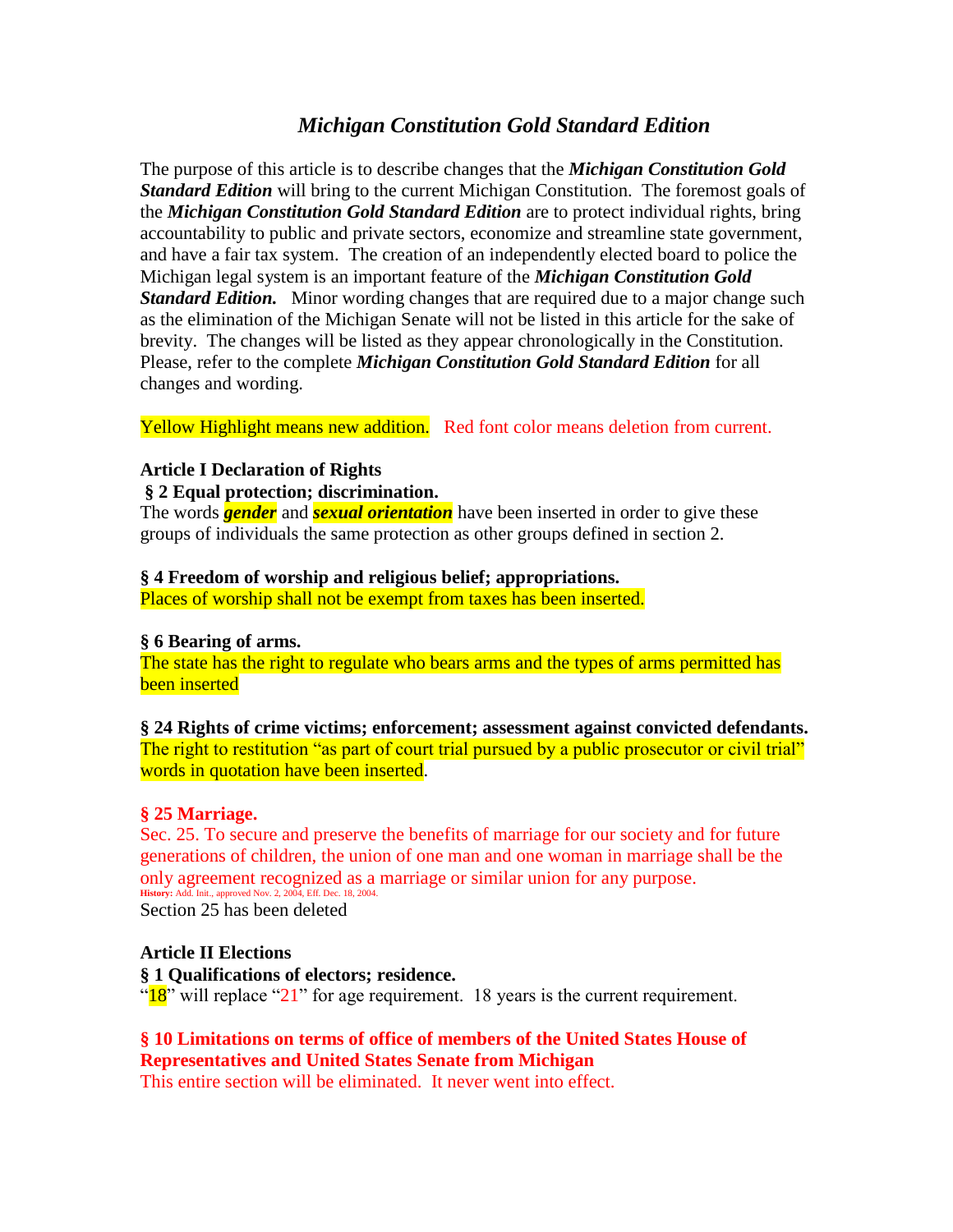# *Michigan Constitution Gold Standard Edition*

The purpose of this article is to describe changes that the ***Michigan Constitution Gold Standard Edition*** will bring to the current Michigan Constitution. The foremost goals of the ***Michigan Constitution Gold Standard Edition*** are to protect individual rights, bring accountability to public and private sectors, economize and streamline state government, and have a fair tax system. The creation of an independently elected board to police the Michigan legal system is an important feature of the ***Michigan Constitution Gold Standard Edition.*** Minor wording changes that are required due to a major change such as the elimination of the Michigan Senate will not be listed in this article for the sake of brevity. The changes will be listed as they appear chronologically in the Constitution. Please, refer to the complete ***Michigan Constitution Gold Standard Edition*** for all changes and wording.

Yellow Highlight means new addition. Red font color means deletion from current.

**Article I Declaration of Rights**

**§ 2 Equal protection; discrimination.**

The words ***gender*** and ***sexual orientation*** have been inserted in order to give these groups of individuals the same protection as other groups defined in section 2.

**§ 4 Freedom of worship and religious belief; appropriations.**

Places of worship shall not be exempt from taxes has been inserted.

**§ 6 Bearing of arms.**

The state has the right to regulate who bears arms and the types of arms permitted has been inserted

**§ 24 Rights of crime victims; enforcement; assessment against convicted defendants.**

The right to restitution "as part of court trial pursued by a public prosecutor or civil trial" words in quotation have been inserted.

**§ 25 Marriage.**

Sec. 25. To secure and preserve the benefits of marriage for our society and for future generations of children, the union of one man and one woman in marriage shall be the only agreement recognized as a marriage or similar union for any purpose.

**History:** Add. Init., approved Nov. 2, 2004, Eff. Dec. 18, 2004.

Section 25 has been deleted

**Article II Elections**

**§ 1 Qualifications of electors; residence.**

"18" will replace "21" for age requirement. 18 years is the current requirement.

**§ 10 Limitations on terms of office of members of the United States House of Representatives and United States Senate from Michigan**

This entire section will be eliminated. It never went into effect.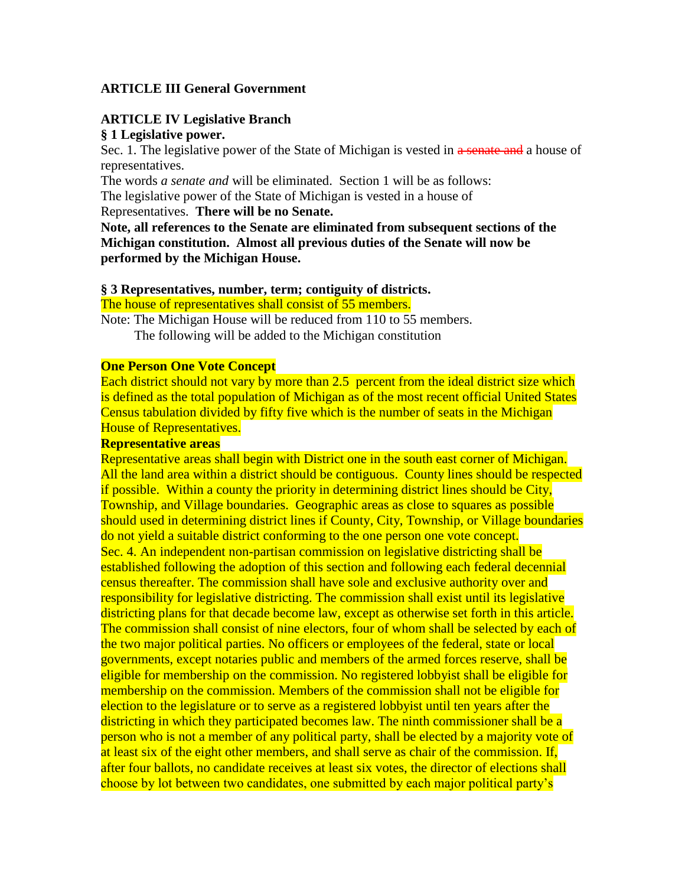**ARTICLE III General Government**

**ARTICLE IV Legislative Branch**

**§ 1 Legislative power.**

Sec. 1. The legislative power of the State of Michigan is vested in ~~a senate and~~ a house of representatives.

The words *a senate and* will be eliminated. Section 1 will be as follows:

The legislative power of the State of Michigan is vested in a house of Representatives. **There will be no Senate.**

**Note, all references to the Senate are eliminated from subsequent sections of the Michigan constitution. Almost all previous duties of the Senate will now be performed by the Michigan House.**

**§ 3 Representatives, number, term; contiguity of districts.**

The house of representatives shall consist of 55 members.

Note: The Michigan House will be reduced from 110 to 55 members.

The following will be added to the Michigan constitution

**One Person One Vote Concept**

Each district should not vary by more than 2.5 percent from the ideal district size which is defined as the total population of Michigan as of the most recent official United States Census tabulation divided by fifty five which is the number of seats in the Michigan House of Representatives.

**Representative areas**

Representative areas shall begin with District one in the south east corner of Michigan. All the land area within a district should be contiguous. County lines should be respected if possible. Within a county the priority in determining district lines should be City, Township, and Village boundaries. Geographic areas as close to squares as possible should used in determining district lines if County, City, Township, or Village boundaries do not yield a suitable district conforming to the one person one vote concept.

Sec. 4. An independent non-partisan commission on legislative districting shall be established following the adoption of this section and following each federal decennial census thereafter. The commission shall have sole and exclusive authority over and responsibility for legislative districting. The commission shall exist until its legislative districting plans for that decade become law, except as otherwise set forth in this article. The commission shall consist of nine electors, four of whom shall be selected by each of the two major political parties. No officers or employees of the federal, state or local governments, except notaries public and members of the armed forces reserve, shall be eligible for membership on the commission. No registered lobbyist shall be eligible for membership on the commission. Members of the commission shall not be eligible for election to the legislature or to serve as a registered lobbyist until ten years after the districting in which they participated becomes law. The ninth commissioner shall be a person who is not a member of any political party, shall be elected by a majority vote of at least six of the eight other members, and shall serve as chair of the commission. If, after four ballots, no candidate receives at least six votes, the director of elections shall choose by lot between two candidates, one submitted by each major political party's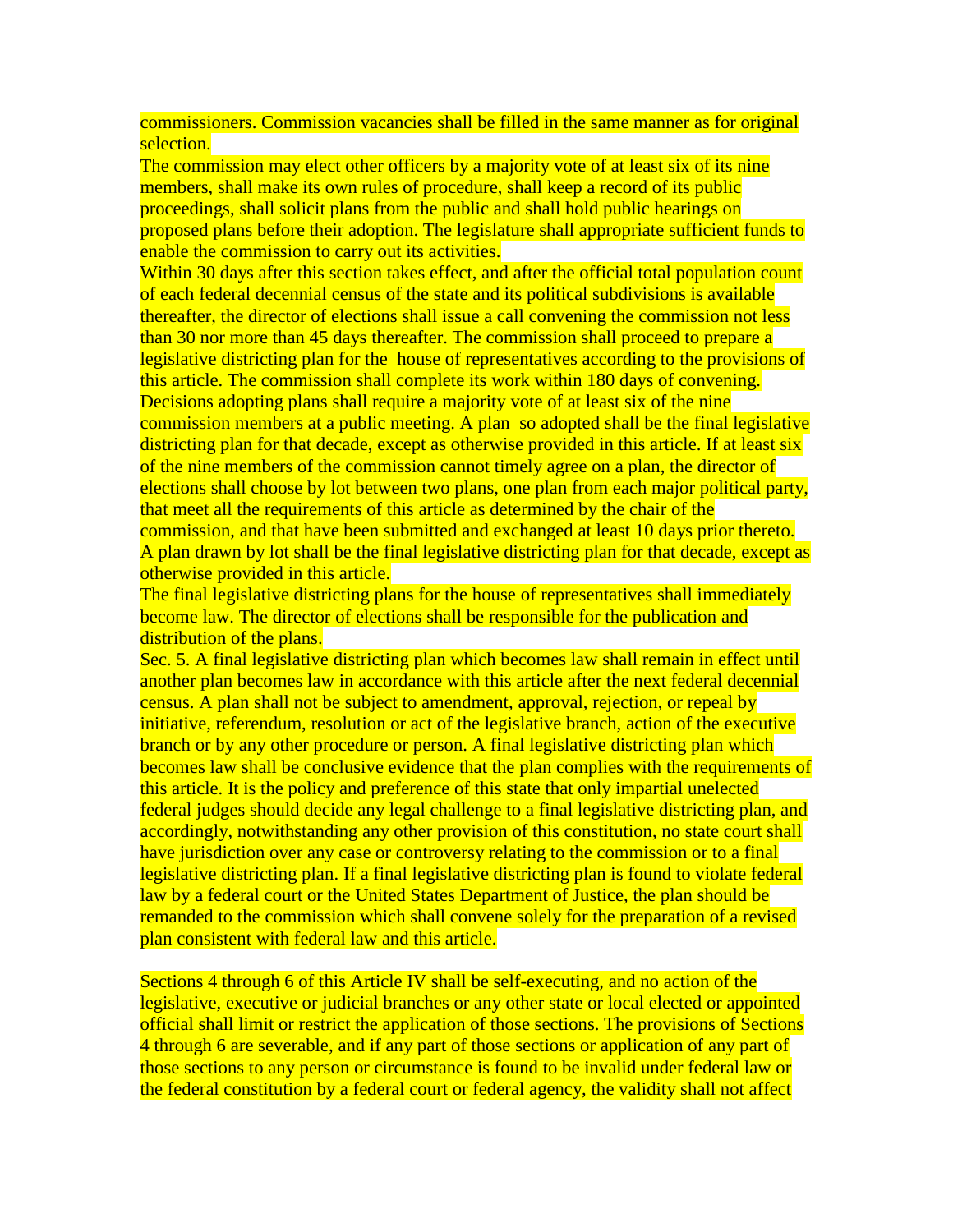commissioners. Commission vacancies shall be filled in the same manner as for original selection.

The commission may elect other officers by a majority vote of at least six of its nine members, shall make its own rules of procedure, shall keep a record of its public proceedings, shall solicit plans from the public and shall hold public hearings on proposed plans before their adoption. The legislature shall appropriate sufficient funds to enable the commission to carry out its activities.

Within 30 days after this section takes effect, and after the official total population count of each federal decennial census of the state and its political subdivisions is available thereafter, the director of elections shall issue a call convening the commission not less than 30 nor more than 45 days thereafter. The commission shall proceed to prepare a legislative districting plan for the house of representatives according to the provisions of this article. The commission shall complete its work within 180 days of convening. Decisions adopting plans shall require a majority vote of at least six of the nine commission members at a public meeting. A plan so adopted shall be the final legislative districting plan for that decade, except as otherwise provided in this article. If at least six of the nine members of the commission cannot timely agree on a plan, the director of elections shall choose by lot between two plans, one plan from each major political party, that meet all the requirements of this article as determined by the chair of the commission, and that have been submitted and exchanged at least 10 days prior thereto. A plan drawn by lot shall be the final legislative districting plan for that decade, except as otherwise provided in this article.

The final legislative districting plans for the house of representatives shall immediately become law. The director of elections shall be responsible for the publication and distribution of the plans.

Sec. 5. A final legislative districting plan which becomes law shall remain in effect until another plan becomes law in accordance with this article after the next federal decennial census. A plan shall not be subject to amendment, approval, rejection, or repeal by initiative, referendum, resolution or act of the legislative branch, action of the executive branch or by any other procedure or person. A final legislative districting plan which becomes law shall be conclusive evidence that the plan complies with the requirements of this article. It is the policy and preference of this state that only impartial unelected federal judges should decide any legal challenge to a final legislative districting plan, and accordingly, notwithstanding any other provision of this constitution, no state court shall have jurisdiction over any case or controversy relating to the commission or to a final legislative districting plan. If a final legislative districting plan is found to violate federal law by a federal court or the United States Department of Justice, the plan should be remanded to the commission which shall convene solely for the preparation of a revised plan consistent with federal law and this article.

Sections 4 through 6 of this Article IV shall be self-executing, and no action of the legislative, executive or judicial branches or any other state or local elected or appointed official shall limit or restrict the application of those sections. The provisions of Sections 4 through 6 are severable, and if any part of those sections or application of any part of those sections to any person or circumstance is found to be invalid under federal law or the federal constitution by a federal court or federal agency, the validity shall not affect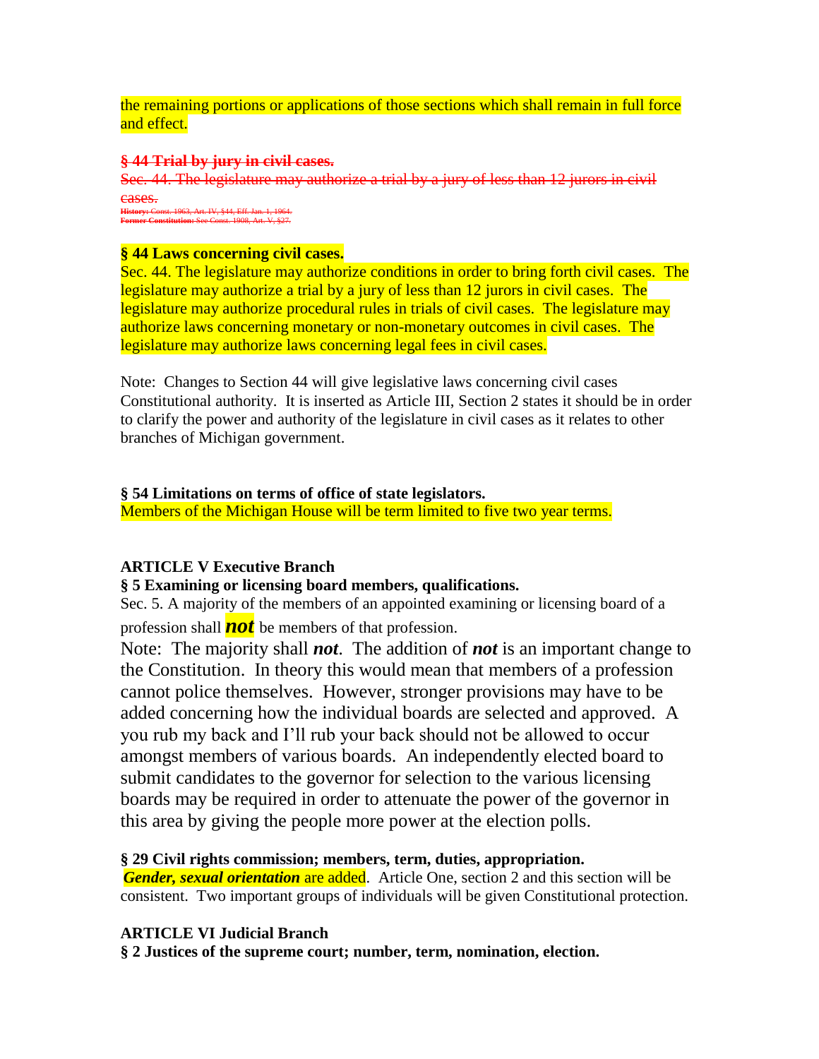the remaining portions or applications of those sections which shall remain in full force and effect.

~~**§ 44 Trial by jury in civil cases.**~~

~~Sec. 44. The legislature may authorize a trial by a jury of less than 12 jurors in civil cases.~~

~~**History:** Const. 1963, Art. IV, §44, Eff. Jan. 1, 1964.~~
~~**Former Constitution:** See Const. 1908, Art. V, §27.~~

**§ 44 Laws concerning civil cases.**

Sec. 44. The legislature may authorize conditions in order to bring forth civil cases. The legislature may authorize a trial by a jury of less than 12 jurors in civil cases. The legislature may authorize procedural rules in trials of civil cases. The legislature may authorize laws concerning monetary or non-monetary outcomes in civil cases. The legislature may authorize laws concerning legal fees in civil cases.

Note: Changes to Section 44 will give legislative laws concerning civil cases Constitutional authority. It is inserted as Article III, Section 2 states it should be in order to clarify the power and authority of the legislature in civil cases as it relates to other branches of Michigan government.

**§ 54 Limitations on terms of office of state legislators.**

Members of the Michigan House will be term limited to five two year terms.

**ARTICLE V Executive Branch**

**§ 5 Examining or licensing board members, qualifications.**

Sec. 5. A majority of the members of an appointed examining or licensing board of a profession shall ***not*** be members of that profession.

Note: The majority shall ***not***. The addition of ***not*** is an important change to the Constitution. In theory this would mean that members of a profession cannot police themselves. However, stronger provisions may have to be added concerning how the individual boards are selected and approved. A you rub my back and I'll rub your back should not be allowed to occur amongst members of various boards. An independently elected board to submit candidates to the governor for selection to the various licensing boards may be required in order to attenuate the power of the governor in this area by giving the people more power at the election polls.

**§ 29 Civil rights commission; members, term, duties, appropriation.**

***Gender, sexual orientation*** are added. Article One, section 2 and this section will be consistent. Two important groups of individuals will be given Constitutional protection.

**ARTICLE VI Judicial Branch**

**§ 2 Justices of the supreme court; number, term, nomination, election.**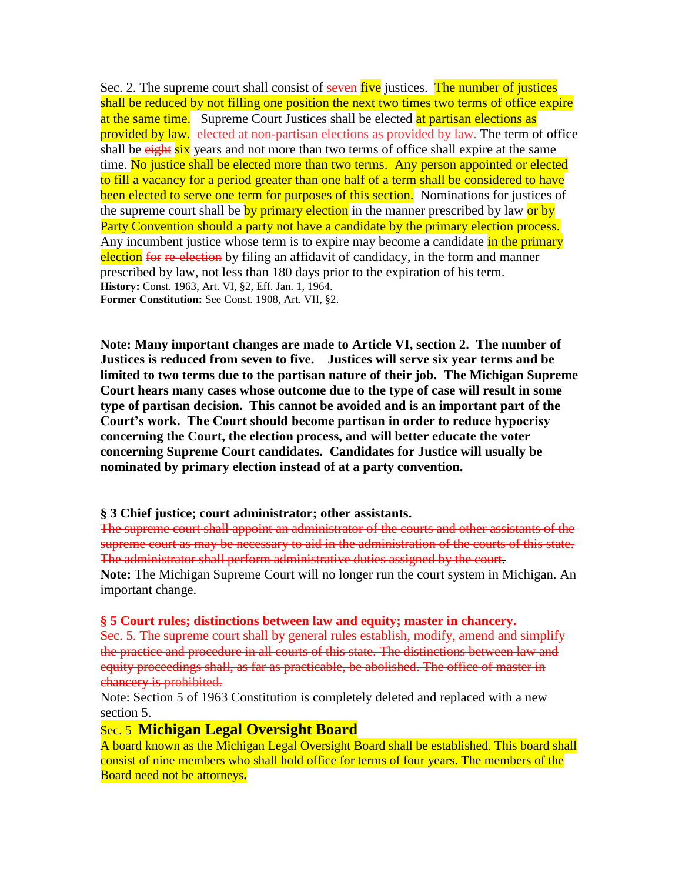Sec. 2. The supreme court shall consist of ~~seven~~ five justices. The number of justices shall be reduced by not filling one position the next two times two terms of office expire at the same time. Supreme Court Justices shall be elected at partisan elections as provided by law. ~~elected at non-partisan elections as provided by law.~~ The term of office shall be ~~eight~~ six years and not more than two terms of office shall expire at the same time. No justice shall be elected more than two terms. Any person appointed or elected to fill a vacancy for a period greater than one half of a term shall be considered to have been elected to serve one term for purposes of this section. Nominations for justices of the supreme court shall be by primary election in the manner prescribed by law or by Party Convention should a party not have a candidate by the primary election process. Any incumbent justice whose term is to expire may become a candidate in the primary election ~~for re-election~~ by filing an affidavit of candidacy, in the form and manner prescribed by law, not less than 180 days prior to the expiration of his term.

**History:** Const. 1963, Art. VI, §2, Eff. Jan. 1, 1964.

**Former Constitution:** See Const. 1908, Art. VII, §2.

**Note: Many important changes are made to Article VI, section 2. The number of Justices is reduced from seven to five. Justices will serve six year terms and be limited to two terms due to the partisan nature of their job. The Michigan Supreme Court hears many cases whose outcome due to the type of case will result in some type of partisan decision. This cannot be avoided and is an important part of the Court's work. The Court should become partisan in order to reduce hypocrisy concerning the Court, the election process, and will better educate the voter concerning Supreme Court candidates. Candidates for Justice will usually be nominated by primary election instead of at a party convention.**

**§ 3 Chief justice; court administrator; other assistants.**

~~The supreme court shall appoint an administrator of the courts and other assistants of the supreme court as may be necessary to aid in the administration of the courts of this state. The administrator shall perform administrative duties assigned by the court.~~

**Note:** The Michigan Supreme Court will no longer run the court system in Michigan. An important change.

**~~§ 5 Court rules; distinctions between law and equity; master in chancery.~~**

~~Sec. 5. The supreme court shall by general rules establish, modify, amend and simplify the practice and procedure in all courts of this state. The distinctions between law and equity proceedings shall, as far as practicable, be abolished. The office of master in chancery is prohibited.~~

Note: Section 5 of 1963 Constitution is completely deleted and replaced with a new section 5.

Sec. 5 **Michigan Legal Oversight Board**

A board known as the Michigan Legal Oversight Board shall be established. This board shall consist of nine members who shall hold office for terms of four years. The members of the Board need not be attorneys.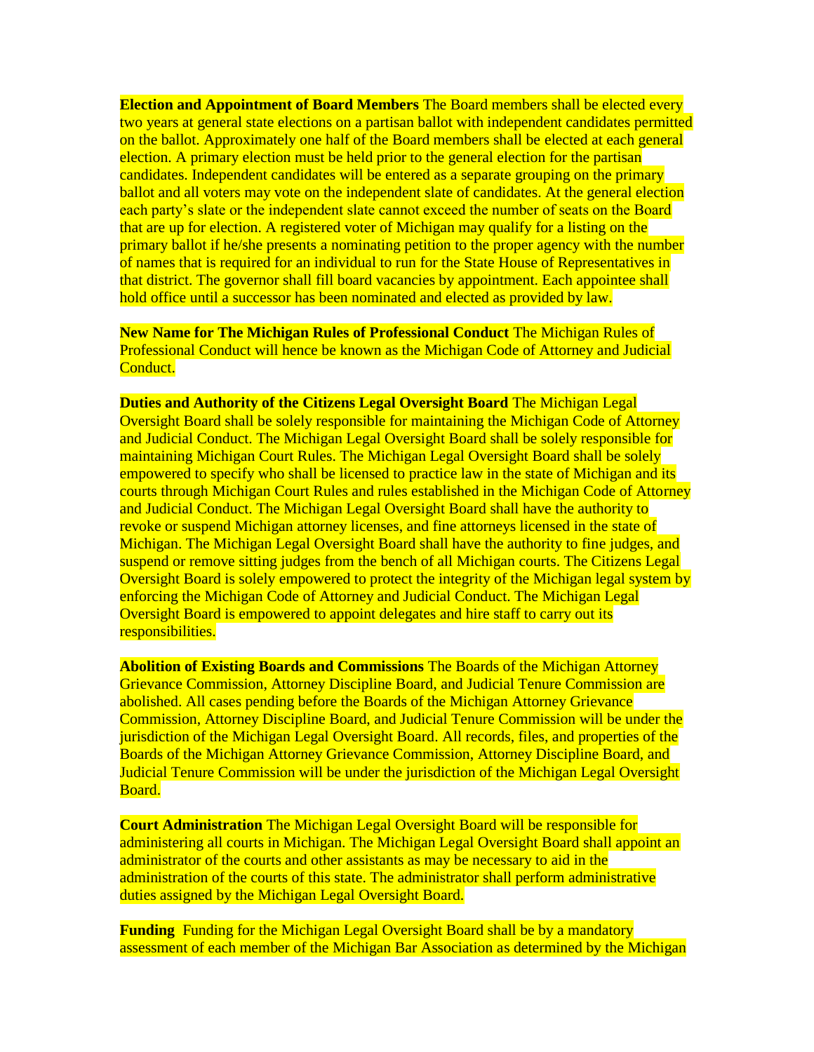**Election and Appointment of Board Members** The Board members shall be elected every two years at general state elections on a partisan ballot with independent candidates permitted on the ballot. Approximately one half of the Board members shall be elected at each general election. A primary election must be held prior to the general election for the partisan candidates. Independent candidates will be entered as a separate grouping on the primary ballot and all voters may vote on the independent slate of candidates. At the general election each party's slate or the independent slate cannot exceed the number of seats on the Board that are up for election. A registered voter of Michigan may qualify for a listing on the primary ballot if he/she presents a nominating petition to the proper agency with the number of names that is required for an individual to run for the State House of Representatives in that district. The governor shall fill board vacancies by appointment. Each appointee shall hold office until a successor has been nominated and elected as provided by law.

**New Name for The Michigan Rules of Professional Conduct** The Michigan Rules of Professional Conduct will hence be known as the Michigan Code of Attorney and Judicial Conduct.

**Duties and Authority of the Citizens Legal Oversight Board** The Michigan Legal Oversight Board shall be solely responsible for maintaining the Michigan Code of Attorney and Judicial Conduct. The Michigan Legal Oversight Board shall be solely responsible for maintaining Michigan Court Rules. The Michigan Legal Oversight Board shall be solely empowered to specify who shall be licensed to practice law in the state of Michigan and its courts through Michigan Court Rules and rules established in the Michigan Code of Attorney and Judicial Conduct. The Michigan Legal Oversight Board shall have the authority to revoke or suspend Michigan attorney licenses, and fine attorneys licensed in the state of Michigan. The Michigan Legal Oversight Board shall have the authority to fine judges, and suspend or remove sitting judges from the bench of all Michigan courts. The Citizens Legal Oversight Board is solely empowered to protect the integrity of the Michigan legal system by enforcing the Michigan Code of Attorney and Judicial Conduct. The Michigan Legal Oversight Board is empowered to appoint delegates and hire staff to carry out its responsibilities.

**Abolition of Existing Boards and Commissions** The Boards of the Michigan Attorney Grievance Commission, Attorney Discipline Board, and Judicial Tenure Commission are abolished. All cases pending before the Boards of the Michigan Attorney Grievance Commission, Attorney Discipline Board, and Judicial Tenure Commission will be under the jurisdiction of the Michigan Legal Oversight Board. All records, files, and properties of the Boards of the Michigan Attorney Grievance Commission, Attorney Discipline Board, and Judicial Tenure Commission will be under the jurisdiction of the Michigan Legal Oversight Board.

**Court Administration** The Michigan Legal Oversight Board will be responsible for administering all courts in Michigan. The Michigan Legal Oversight Board shall appoint an administrator of the courts and other assistants as may be necessary to aid in the administration of the courts of this state. The administrator shall perform administrative duties assigned by the Michigan Legal Oversight Board.

**Funding** Funding for the Michigan Legal Oversight Board shall be by a mandatory assessment of each member of the Michigan Bar Association as determined by the Michigan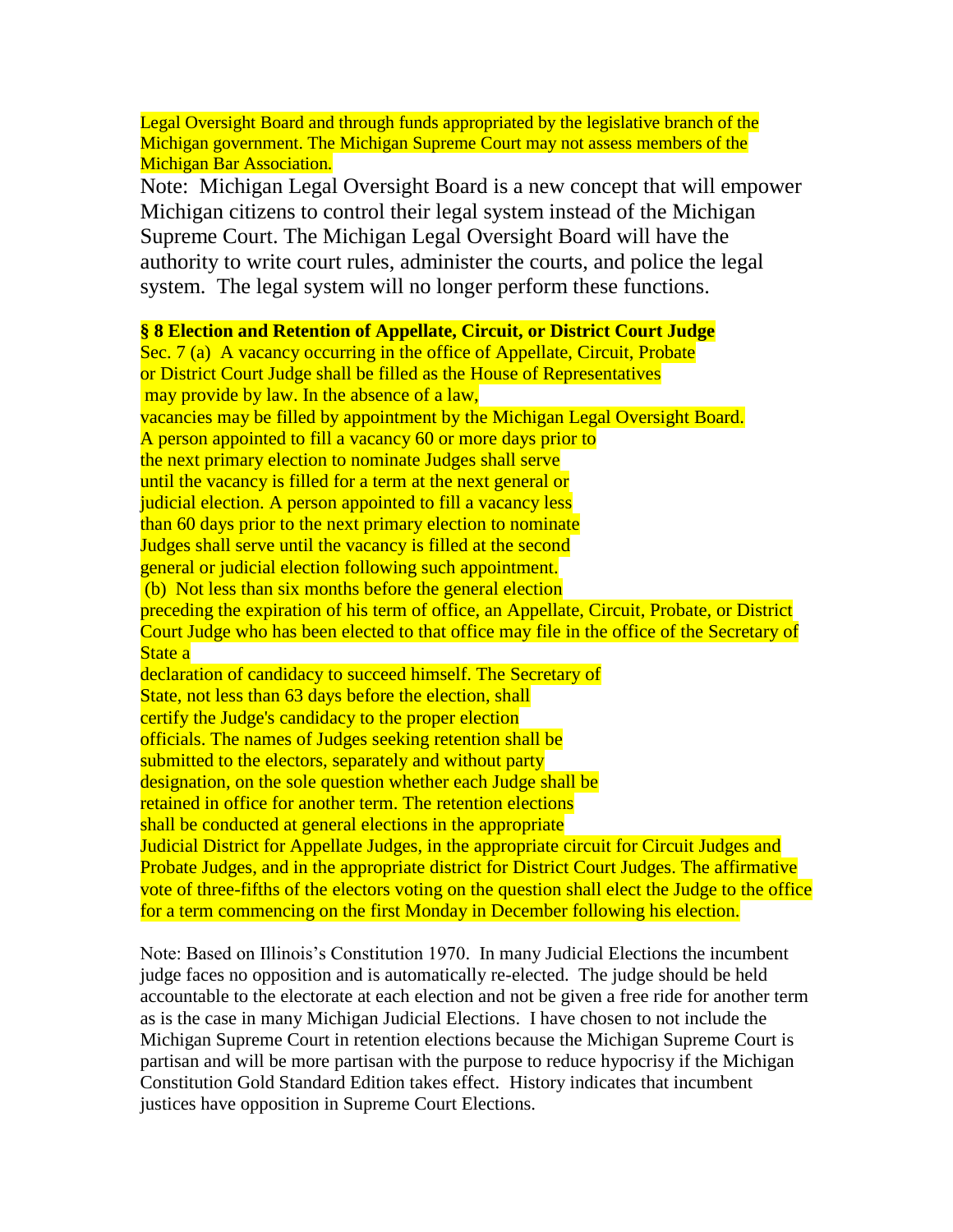Legal Oversight Board and through funds appropriated by the legislative branch of the Michigan government. The Michigan Supreme Court may not assess members of the Michigan Bar Association.

Note: Michigan Legal Oversight Board is a new concept that will empower Michigan citizens to control their legal system instead of the Michigan Supreme Court. The Michigan Legal Oversight Board will have the authority to write court rules, administer the courts, and police the legal system. The legal system will no longer perform these functions.

**§ 8 Election and Retention of Appellate, Circuit, or District Court Judge**

Sec. 7 (a) A vacancy occurring in the office of Appellate, Circuit, Probate or District Court Judge shall be filled as the House of Representatives may provide by law. In the absence of a law, vacancies may be filled by appointment by the Michigan Legal Oversight Board. A person appointed to fill a vacancy 60 or more days prior to the next primary election to nominate Judges shall serve until the vacancy is filled for a term at the next general or judicial election. A person appointed to fill a vacancy less than 60 days prior to the next primary election to nominate Judges shall serve until the vacancy is filled at the second general or judicial election following such appointment.

(b) Not less than six months before the general election preceding the expiration of his term of office, an Appellate, Circuit, Probate, or District Court Judge who has been elected to that office may file in the office of the Secretary of State a declaration of candidacy to succeed himself. The Secretary of State, not less than 63 days before the election, shall certify the Judge's candidacy to the proper election officials. The names of Judges seeking retention shall be submitted to the electors, separately and without party designation, on the sole question whether each Judge shall be retained in office for another term. The retention elections shall be conducted at general elections in the appropriate Judicial District for Appellate Judges, in the appropriate circuit for Circuit Judges and Probate Judges, and in the appropriate district for District Court Judges. The affirmative vote of three-fifths of the electors voting on the question shall elect the Judge to the office for a term commencing on the first Monday in December following his election.

Note: Based on Illinois's Constitution 1970. In many Judicial Elections the incumbent judge faces no opposition and is automatically re-elected. The judge should be held accountable to the electorate at each election and not be given a free ride for another term as is the case in many Michigan Judicial Elections. I have chosen to not include the Michigan Supreme Court in retention elections because the Michigan Supreme Court is partisan and will be more partisan with the purpose to reduce hypocrisy if the Michigan Constitution Gold Standard Edition takes effect. History indicates that incumbent justices have opposition in Supreme Court Elections.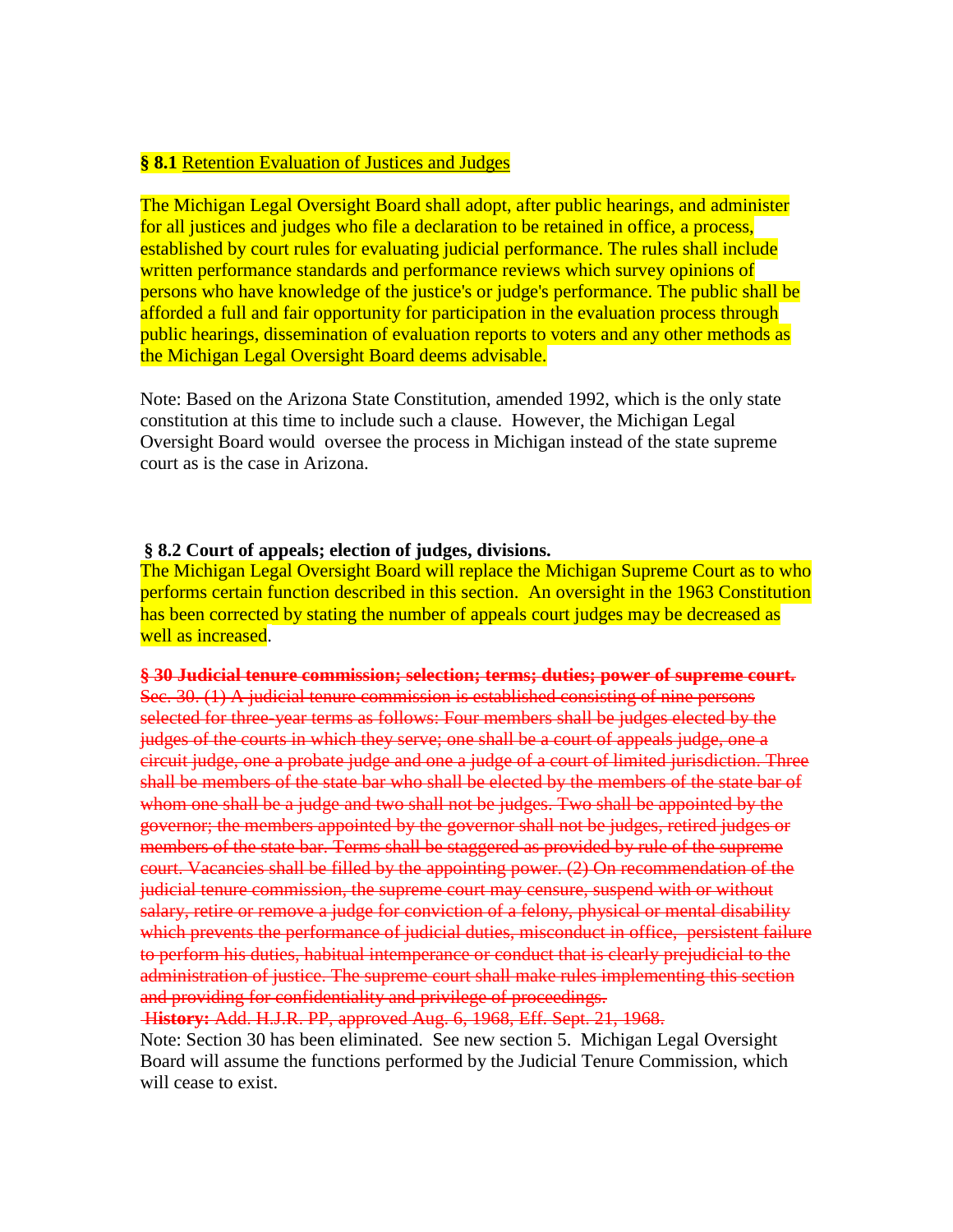**§ 8.1** Retention Evaluation of Justices and Judges

The Michigan Legal Oversight Board shall adopt, after public hearings, and administer for all justices and judges who file a declaration to be retained in office, a process, established by court rules for evaluating judicial performance. The rules shall include written performance standards and performance reviews which survey opinions of persons who have knowledge of the justice's or judge's performance. The public shall be afforded a full and fair opportunity for participation in the evaluation process through public hearings, dissemination of evaluation reports to voters and any other methods as the Michigan Legal Oversight Board deems advisable.

Note: Based on the Arizona State Constitution, amended 1992, which is the only state constitution at this time to include such a clause. However, the Michigan Legal Oversight Board would oversee the process in Michigan instead of the state supreme court as is the case in Arizona.

**§ 8.2 Court of appeals; election of judges, divisions.**

The Michigan Legal Oversight Board will replace the Michigan Supreme Court as to who performs certain function described in this section. An oversight in the 1963 Constitution has been corrected by stating the number of appeals court judges may be decreased as well as increased.

~~**§ 30 Judicial tenure commission; selection; terms; duties; power of supreme court.**~~

~~Sec. 30. (1) A judicial tenure commission is established consisting of nine persons selected for three-year terms as follows: Four members shall be judges elected by the judges of the courts in which they serve; one shall be a court of appeals judge, one a circuit judge, one a probate judge and one a judge of a court of limited jurisdiction. Three shall be members of the state bar who shall be elected by the members of the state bar of whom one shall be a judge and two shall not be judges. Two shall be appointed by the governor; the members appointed by the governor shall not be judges, retired judges or members of the state bar. Terms shall be staggered as provided by rule of the supreme court. Vacancies shall be filled by the appointing power. (2) On recommendation of the judicial tenure commission, the supreme court may censure, suspend with or without salary, retire or remove a judge for conviction of a felony, physical or mental disability which prevents the performance of judicial duties, misconduct in office, persistent failure to perform his duties, habitual intemperance or conduct that is clearly prejudicial to the administration of justice. The supreme court shall make rules implementing this section and providing for confidentiality and privilege of proceedings.~~

~~**History:** Add. H.J.R. PP, approved Aug. 6, 1968, Eff. Sept. 21, 1968.~~

Note: Section 30 has been eliminated. See new section 5. Michigan Legal Oversight Board will assume the functions performed by the Judicial Tenure Commission, which will cease to exist.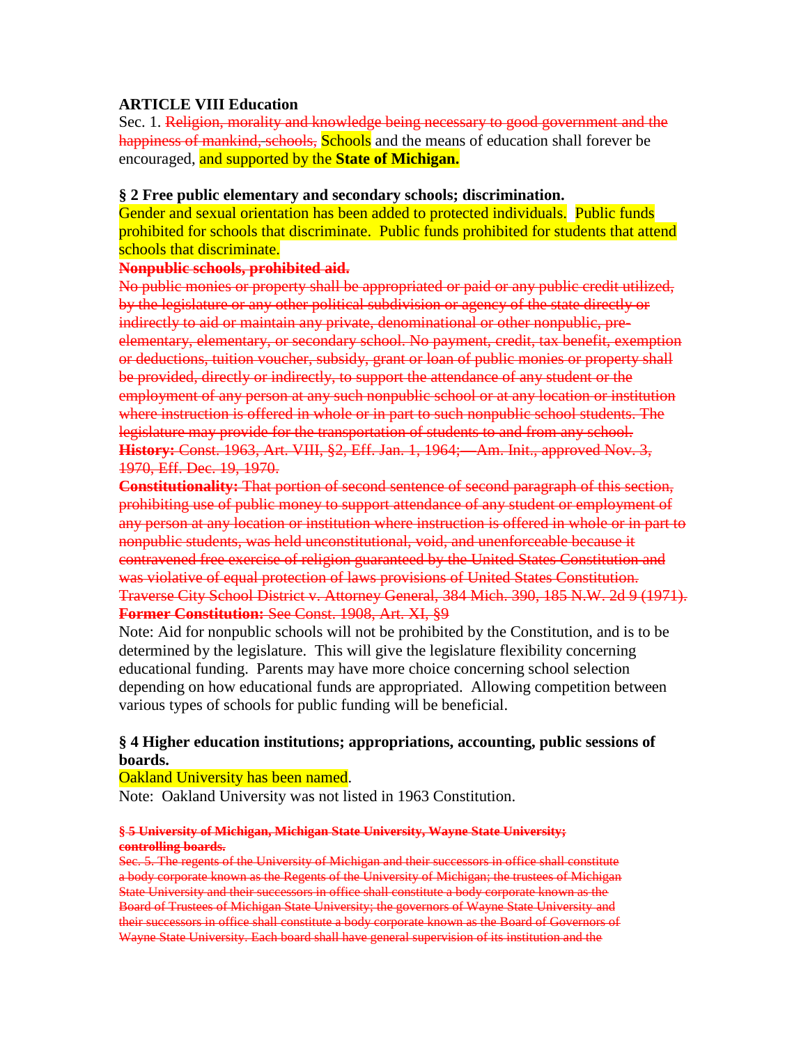**ARTICLE VIII Education**

Sec. 1. ~~Religion, morality and knowledge being necessary to good government and the happiness of mankind, schools,~~ Schools and the means of education shall forever be encouraged, and supported by the **State of Michigan.**

**§ 2 Free public elementary and secondary schools; discrimination.**

Gender and sexual orientation has been added to protected individuals. Public funds prohibited for schools that discriminate. Public funds prohibited for students that attend schools that discriminate.

~~**Nonpublic schools, prohibited aid.**~~

~~No public monies or property shall be appropriated or paid or any public credit utilized, by the legislature or any other political subdivision or agency of the state directly or indirectly to aid or maintain any private, denominational or other nonpublic, pre-elementary, elementary, or secondary school. No payment, credit, tax benefit, exemption or deductions, tuition voucher, subsidy, grant or loan of public monies or property shall be provided, directly or indirectly, to support the attendance of any student or the employment of any person at any such nonpublic school or at any location or institution where instruction is offered in whole or in part to such nonpublic school students. The legislature may provide for the transportation of students to and from any school.~~

~~**History:** Const. 1963, Art. VIII, §2, Eff. Jan. 1, 1964;—Am. Init., approved Nov. 3, 1970, Eff. Dec. 19, 1970.~~

~~**Constitutionality:** That portion of second sentence of second paragraph of this section, prohibiting use of public money to support attendance of any student or employment of any person at any location or institution where instruction is offered in whole or in part to nonpublic students, was held unconstitutional, void, and unenforceable because it contravened free exercise of religion guaranteed by the United States Constitution and was violative of equal protection of laws provisions of United States Constitution. Traverse City School District v. Attorney General, 384 Mich. 390, 185 N.W. 2d 9 (1971).~~

~~**Former Constitution:** See Const. 1908, Art. XI, §9~~

Note: Aid for nonpublic schools will not be prohibited by the Constitution, and is to be determined by the legislature. This will give the legislature flexibility concerning educational funding. Parents may have more choice concerning school selection depending on how educational funds are appropriated. Allowing competition between various types of schools for public funding will be beneficial.

**§ 4 Higher education institutions; appropriations, accounting, public sessions of boards.**

Oakland University has been named.

Note: Oakland University was not listed in 1963 Constitution.

~~**§ 5 University of Michigan, Michigan State University, Wayne State University; controlling boards.**~~

~~Sec. 5. The regents of the University of Michigan and their successors in office shall constitute a body corporate known as the Regents of the University of Michigan; the trustees of Michigan State University and their successors in office shall constitute a body corporate known as the Board of Trustees of Michigan State University; the governors of Wayne State University and their successors in office shall constitute a body corporate known as the Board of Governors of Wayne State University. Each board shall have general supervision of its institution and the~~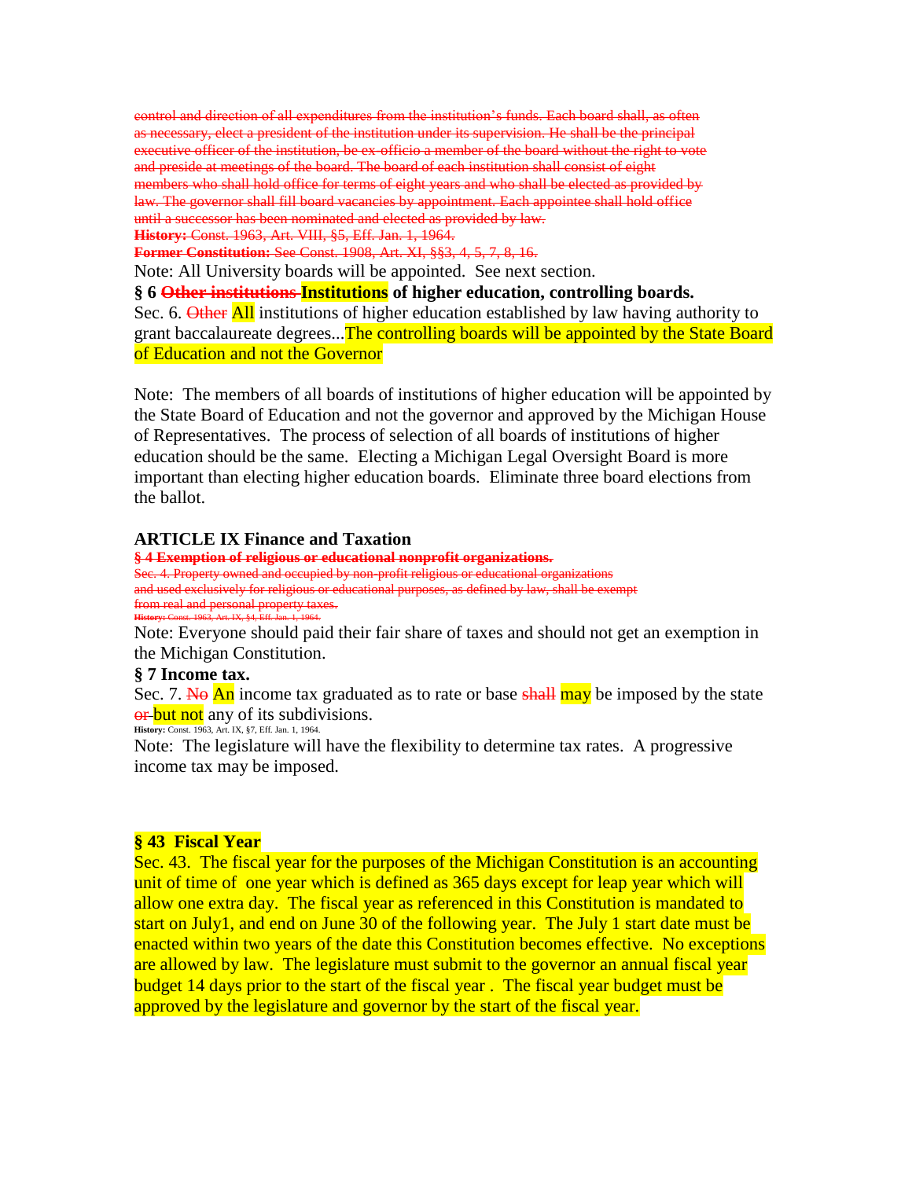~~control and direction of all expenditures from the institution's funds. Each board shall, as often as necessary, elect a president of the institution under its supervision. He shall be the principal executive officer of the institution, be ex-officio a member of the board without the right to vote and preside at meetings of the board. The board of each institution shall consist of eight members who shall hold office for terms of eight years and who shall be elected as provided by law. The governor shall fill board vacancies by appointment. Each appointee shall hold office until a successor has been nominated and elected as provided by law.~~

~~**History:** Const. 1963, Art. VIII, §5, Eff. Jan. 1, 1964.~~

~~**Former Constitution:** See Const. 1908, Art. XI, §§3, 4, 5, 7, 8, 16.~~

Note: All University boards will be appointed. See next section.

**§ 6 ~~Other institutions~~ Institutions of higher education, controlling boards.**

Sec. 6. ~~Other~~ All institutions of higher education established by law having authority to grant baccalaureate degrees...The controlling boards will be appointed by the State Board of Education and not the Governor

Note: The members of all boards of institutions of higher education will be appointed by the State Board of Education and not the governor and approved by the Michigan House of Representatives. The process of selection of all boards of institutions of higher education should be the same. Electing a Michigan Legal Oversight Board is more important than electing higher education boards. Eliminate three board elections from the ballot.

## ARTICLE IX Finance and Taxation

~~**§ 4 Exemption of religious or educational nonprofit organizations.**~~

~~Sec. 4. Property owned and occupied by non-profit religious or educational organizations and used exclusively for religious or educational purposes, as defined by law, shall be exempt from real and personal property taxes.~~

~~**History:** Const. 1963, Art. IX, §4, Eff. Jan. 1, 1964.~~

Note: Everyone should paid their fair share of taxes and should not get an exemption in the Michigan Constitution.

**§ 7 Income tax.**

Sec. 7. ~~No~~ An income tax graduated as to rate or base ~~shall~~ may be imposed by the state ~~or~~ but not any of its subdivisions.

**History:** Const. 1963, Art. IX, §7, Eff. Jan. 1, 1964.

Note: The legislature will have the flexibility to determine tax rates. A progressive income tax may be imposed.

**§ 43 Fiscal Year**

Sec. 43. The fiscal year for the purposes of the Michigan Constitution is an accounting unit of time of one year which is defined as 365 days except for leap year which will allow one extra day. The fiscal year as referenced in this Constitution is mandated to start on July1, and end on June 30 of the following year. The July 1 start date must be enacted within two years of the date this Constitution becomes effective. No exceptions are allowed by law. The legislature must submit to the governor an annual fiscal year budget 14 days prior to the start of the fiscal year . The fiscal year budget must be approved by the legislature and governor by the start of the fiscal year.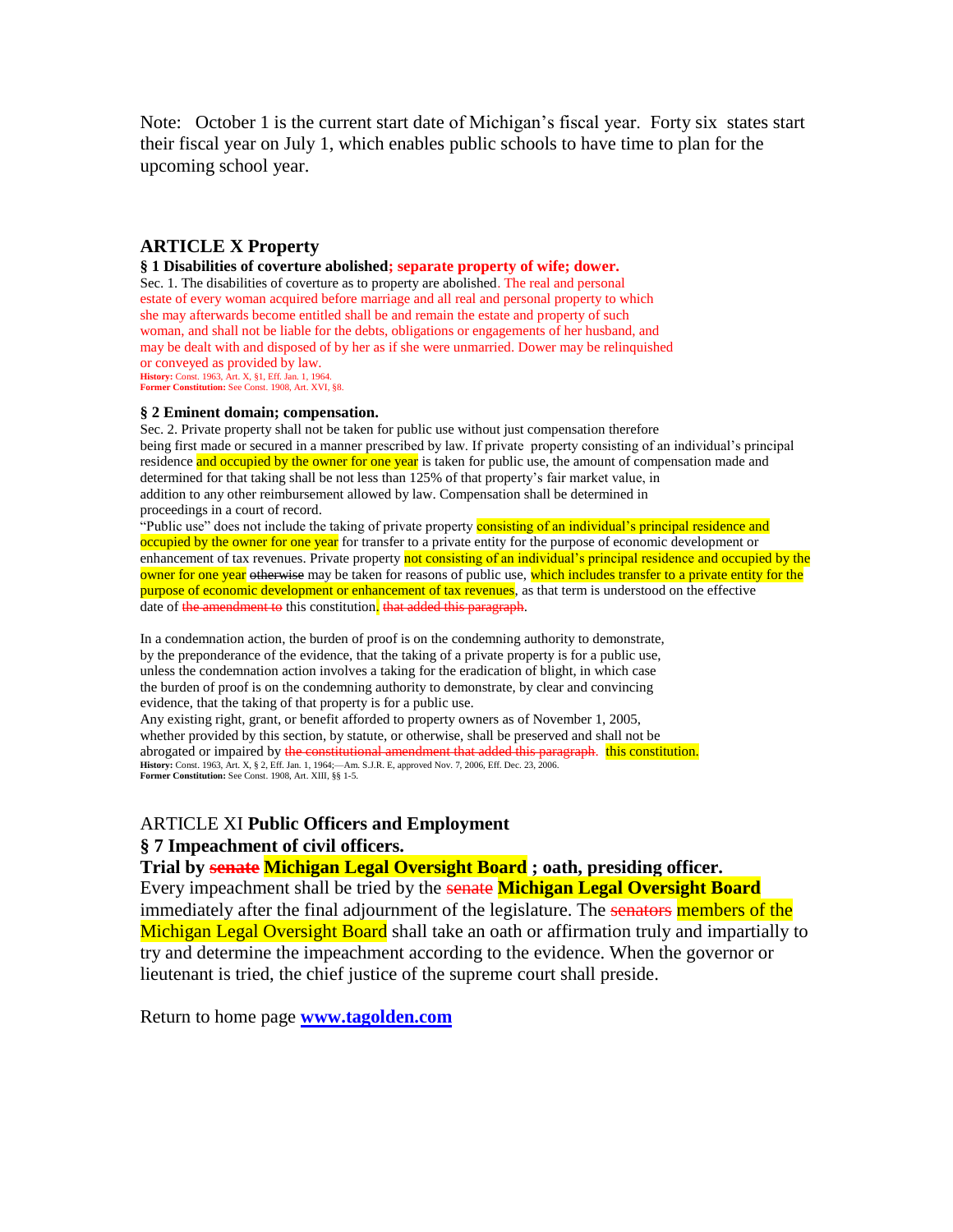Note: October 1 is the current start date of Michigan's fiscal year. Forty six states start their fiscal year on July 1, which enables public schools to have time to plan for the upcoming school year.

## ARTICLE X Property

**§ 1 Disabilities of coverture abolished; separate property of wife; dower.**

Sec. 1. The disabilities of coverture as to property are abolished. The real and personal estate of every woman acquired before marriage and all real and personal property to which she may afterwards become entitled shall be and remain the estate and property of such woman, and shall not be liable for the debts, obligations or engagements of her husband, and may be dealt with and disposed of by her as if she were unmarried. Dower may be relinquished or conveyed as provided by law.

**History:** Const. 1963, Art. X, §1, Eff. Jan. 1, 1964.
**Former Constitution:** See Const. 1908, Art. XVI, §8.

**§ 2 Eminent domain; compensation.**

Sec. 2. Private property shall not be taken for public use without just compensation therefore being first made or secured in a manner prescribed by law. If private property consisting of an individual's principal residence and occupied by the owner for one year is taken for public use, the amount of compensation made and determined for that taking shall be not less than 125% of that property's fair market value, in addition to any other reimbursement allowed by law. Compensation shall be determined in proceedings in a court of record.
"Public use" does not include the taking of private property consisting of an individual's principal residence and occupied by the owner for one year for transfer to a private entity for the purpose of economic development or enhancement of tax revenues. Private property not consisting of an individual's principal residence and occupied by the owner for one year ~~otherwise~~ may be taken for reasons of public use, which includes transfer to a private entity for the purpose of economic development or enhancement of tax revenues, as that term is understood on the effective date of ~~the amendment to~~ this constitution. ~~that added this paragraph~~.

In a condemnation action, the burden of proof is on the condemning authority to demonstrate, by the preponderance of the evidence, that the taking of a private property is for a public use, unless the condemnation action involves a taking for the eradication of blight, in which case the burden of proof is on the condemning authority to demonstrate, by clear and convincing evidence, that the taking of that property is for a public use.
Any existing right, grant, or benefit afforded to property owners as of November 1, 2005, whether provided by this section, by statute, or otherwise, shall be preserved and shall not be abrogated or impaired by ~~the constitutional amendment that added this paragraph~~. this constitution.

**History:** Const. 1963, Art. X, § 2, Eff. Jan. 1, 1964;—Am. S.J.R. E, approved Nov. 7, 2006, Eff. Dec. 23, 2006.
**Former Constitution:** See Const. 1908, Art. XIII, §§ 1-5.

## ARTICLE XI **Public Officers and Employment**

### § 7 Impeachment of civil officers.

**Trial by ~~senate~~ Michigan Legal Oversight Board ; oath, presiding officer.**

Every impeachment shall be tried by the ~~senate~~ **Michigan Legal Oversight Board** immediately after the final adjournment of the legislature. The ~~senators~~ members of the Michigan Legal Oversight Board shall take an oath or affirmation truly and impartially to try and determine the impeachment according to the evidence. When the governor or lieutenant is tried, the chief justice of the supreme court shall preside.

Return to home page **[www.tagolden.com](www.tagolden.com)**